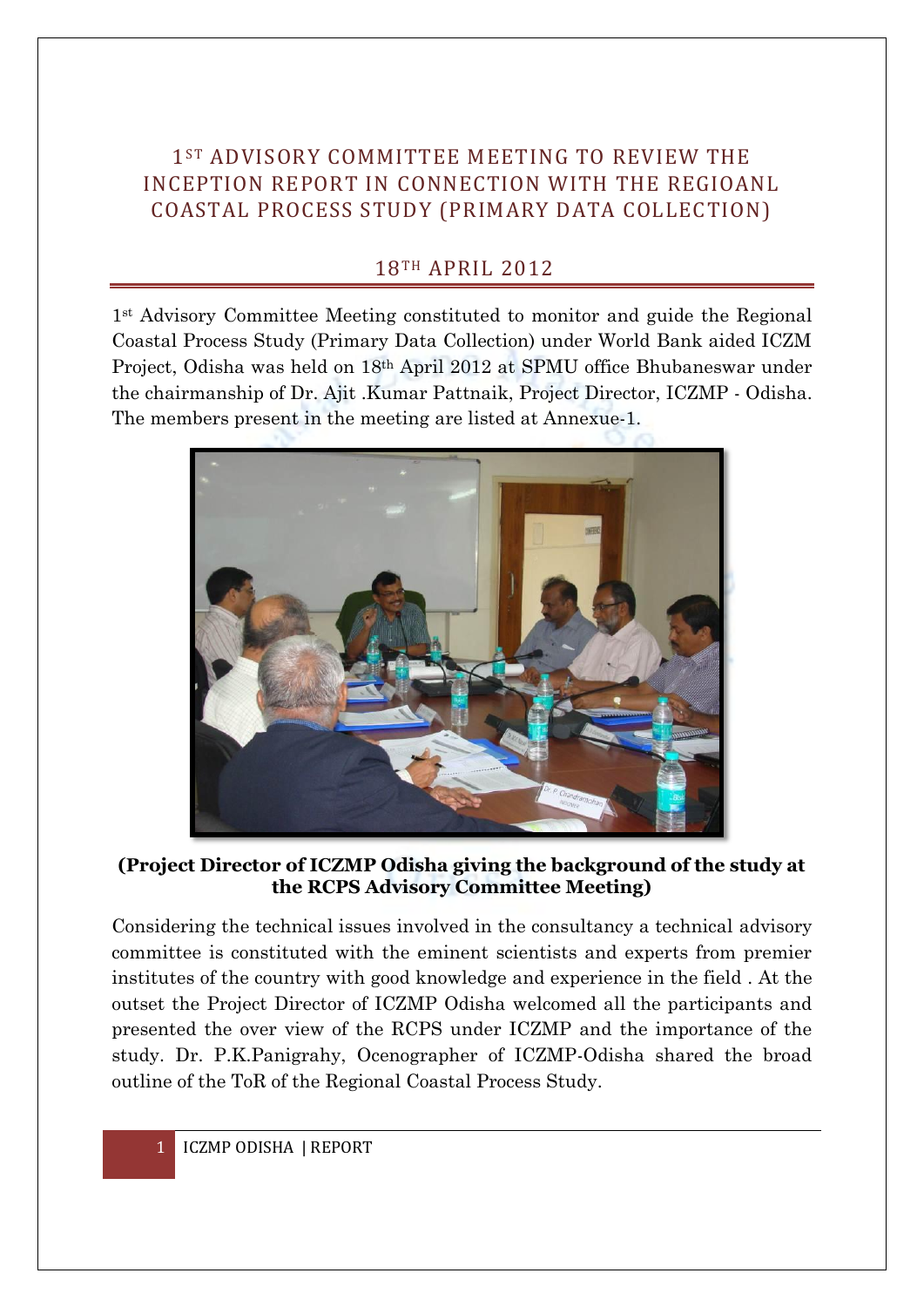# 1ST ADVISORY COMMITTEE MEETING TO REVIEW THE INCEPTION REPORT IN CONNECTION WITH THE REGIOANL COASTAL PROCESS STUDY (PRIMARY DATA COLLECTION)

## 18TH APRIL 2012

1st Advisory Committee Meeting constituted to monitor and guide the Regional Coastal Process Study (Primary Data Collection) under World Bank aided ICZM Project, Odisha was held on 18th April 2012 at SPMU office Bhubaneswar under the chairmanship of Dr. Ajit .Kumar Pattnaik, Project Director, ICZMP - Odisha. The members present in the meeting are listed at Annexue-1.

**(Project Director of ICZMP Odisha giving the background of the study at the RCPS Advisory Committee Meeting)**

Considering the technical issues involved in the consultancy a technical advisory committee is constituted with the eminent scientists and experts from premier institutes of the country with good knowledge and experience in the field . At the outset the Project Director of ICZMP Odisha welcomed all the participants and presented the over view of the RCPS under ICZMP and the importance of the study. Dr. P.K.Panigrahy, Ocenographer of ICZMP-Odisha shared the broad outline of the ToR of the Regional Coastal Process Study.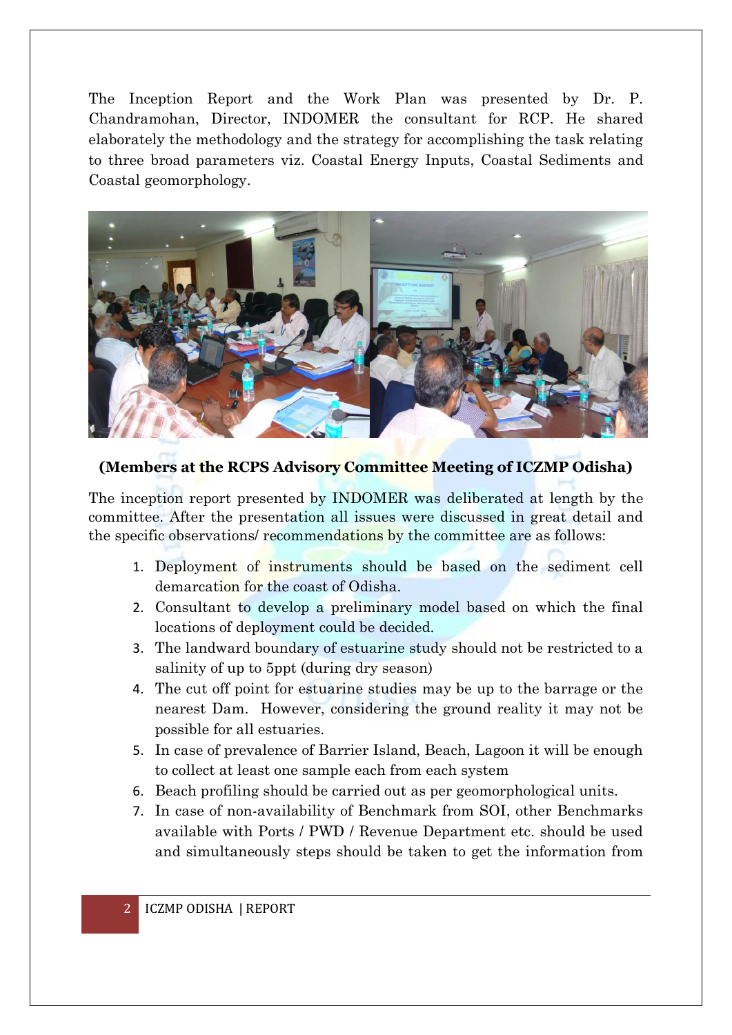The Inception Report and the Work Plan was presented by Dr. P. Chandramohan, Director, INDOMER the consultant for RCP. He shared elaborately the methodology and the strategy for accomplishing the task relating to three broad parameters viz. Coastal Energy Inputs, Coastal Sediments and Coastal geomorphology.

**(Members at the RCPS Advisory Committee Meeting of ICZMP Odisha)**

The inception report presented by INDOMER was deliberated at length by the committee. After the presentation all issues were discussed in great detail and the specific observations/ recommendations by the committee are as follows:

1. Deployment of instruments should be based on the sediment cell demarcation for the coast of Odisha.
2. Consultant to develop a preliminary model based on which the final locations of deployment could be decided.
3. The landward boundary of estuarine study should not be restricted to a salinity of up to 5ppt (during dry season)
4. The cut off point for estuarine studies may be up to the barrage or the nearest Dam. However, considering the ground reality it may not be possible for all estuaries.
5. In case of prevalence of Barrier Island, Beach, Lagoon it will be enough to collect at least one sample each from each system
6. Beach profiling should be carried out as per geomorphological units.
7. In case of non-availability of Benchmark from SOI, other Benchmarks available with Ports / PWD / Revenue Department etc. should be used and simultaneously steps should be taken to get the information from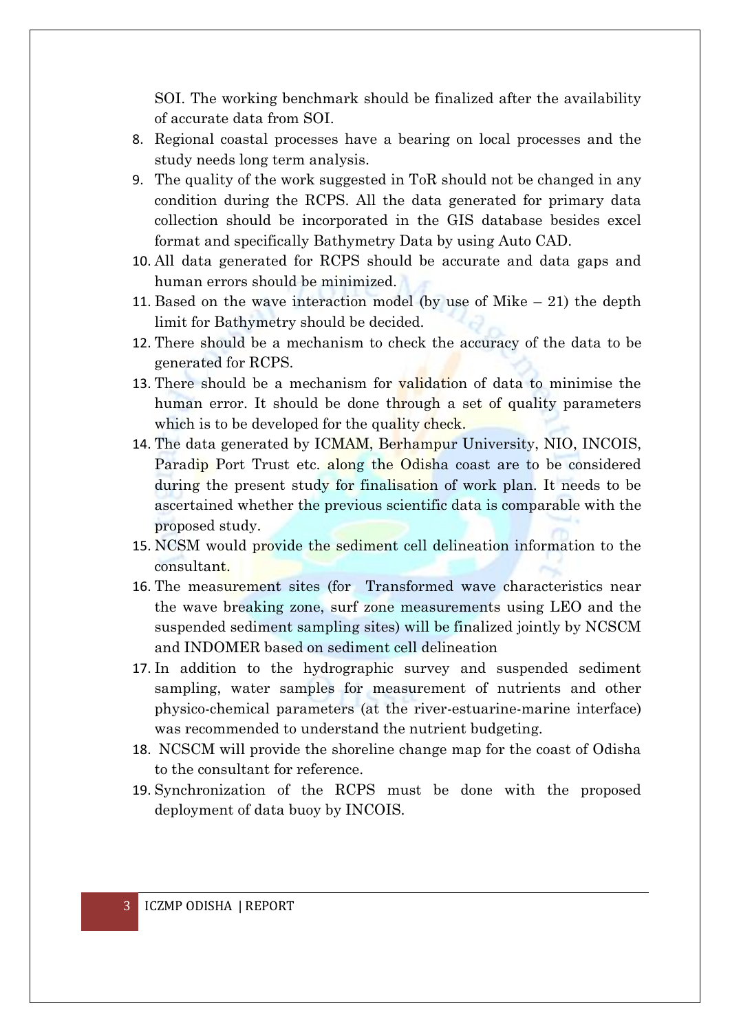SOI. The working benchmark should be finalized after the availability of accurate data from SOI.

8. Regional coastal processes have a bearing on local processes and the study needs long term analysis.
9. The quality of the work suggested in ToR should not be changed in any condition during the RCPS. All the data generated for primary data collection should be incorporated in the GIS database besides excel format and specifically Bathymetry Data by using Auto CAD.
10. All data generated for RCPS should be accurate and data gaps and human errors should be minimized.
11. Based on the wave interaction model (by use of Mike – 21) the depth limit for Bathymetry should be decided.
12. There should be a mechanism to check the accuracy of the data to be generated for RCPS.
13. There should be a mechanism for validation of data to minimise the human error. It should be done through a set of quality parameters which is to be developed for the quality check.
14. The data generated by ICMAM, Berhampur University, NIO, INCOIS, Paradip Port Trust etc. along the Odisha coast are to be considered during the present study for finalisation of work plan. It needs to be ascertained whether the previous scientific data is comparable with the proposed study.
15. NCSM would provide the sediment cell delineation information to the consultant.
16. The measurement sites (for Transformed wave characteristics near the wave breaking zone, surf zone measurements using LEO and the suspended sediment sampling sites) will be finalized jointly by NCSCM and INDOMER based on sediment cell delineation
17. In addition to the hydrographic survey and suspended sediment sampling, water samples for measurement of nutrients and other physico-chemical parameters (at the river-estuarine-marine interface) was recommended to understand the nutrient budgeting.
18. NCSCM will provide the shoreline change map for the coast of Odisha to the consultant for reference.
19. Synchronization of the RCPS must be done with the proposed deployment of data buoy by INCOIS.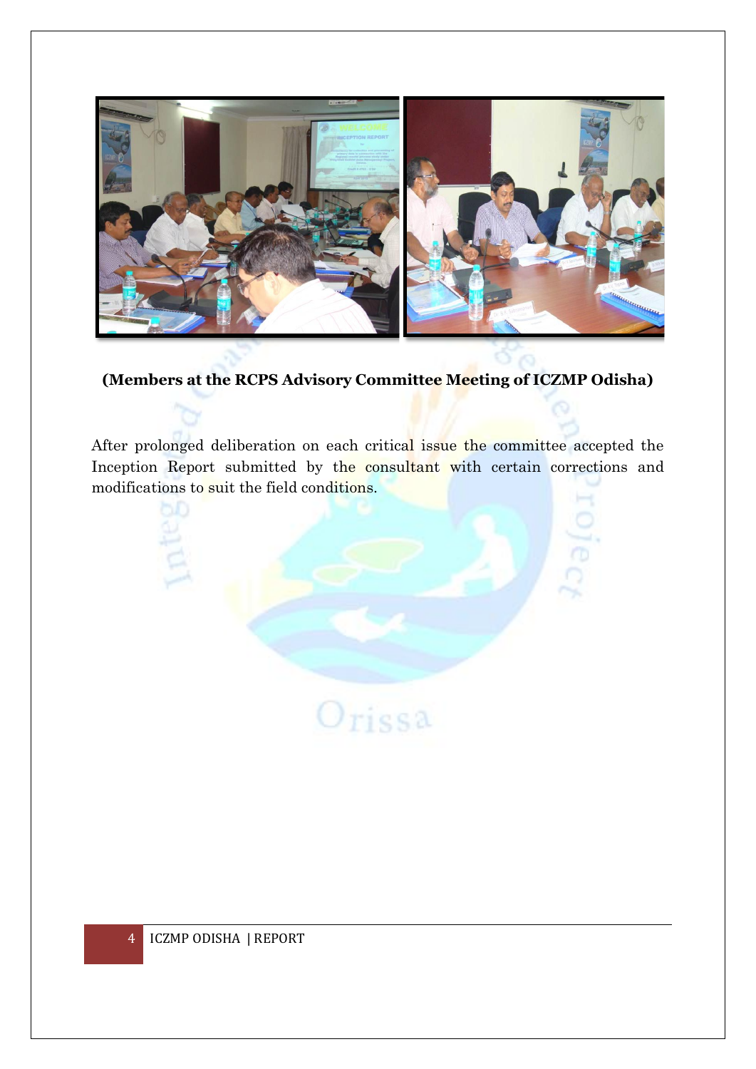**(Members at the RCPS Advisory Committee Meeting of ICZMP Odisha)**

After prolonged deliberation on each critical issue the committee accepted the Inception Report submitted by the consultant with certain corrections and modifications to suit the field conditions.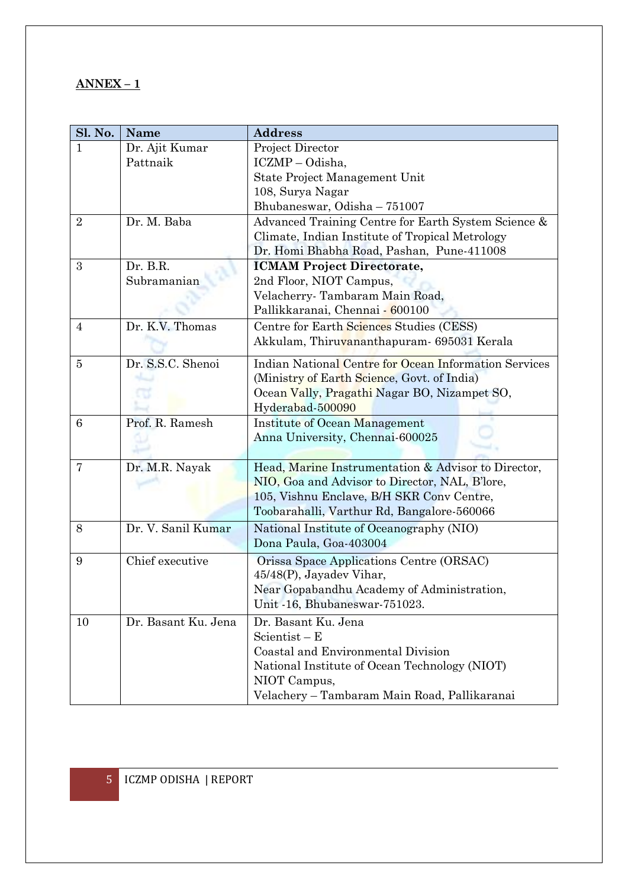**ANNEX – 1**

| Sl. No. | Name | Address |
|---|---|---|
| 1 | Dr. Ajit Kumar Pattnaik | Project Director<br>ICZMP – Odisha,<br>State Project Management Unit<br>108, Surya Nagar<br>Bhubaneswar, Odisha – 751007 |
| 2 | Dr. M. Baba | Advanced Training Centre for Earth System Science & Climate, Indian Institute of Tropical Metrology<br>Dr. Homi Bhabha Road, Pashan, Pune-411008 |
| 3 | Dr. B.R. Subramanian | **ICMAM Project Directorate,**<br>2nd Floor, NIOT Campus,<br>Velacherry- Tambaram Main Road,<br>Pallikkaranai, Chennai - 600100 |
| 4 | Dr. K.V. Thomas | Centre for Earth Sciences Studies (CESS)<br>Akkulam, Thiruvananthapuram- 695031 Kerala |
| 5 | Dr. S.S.C. Shenoi | Indian National Centre for Ocean Information Services (Ministry of Earth Science, Govt. of India)<br>Ocean Vally, Pragathi Nagar BO, Nizampet SO, Hyderabad-500090 |
| 6 | Prof. R. Ramesh | Institute of Ocean Management<br>Anna University, Chennai-600025 |
| 7 | Dr. M.R. Nayak | Head, Marine Instrumentation & Advisor to Director, NIO, Goa and Advisor to Director, NAL, B'lore,<br>105, Vishnu Enclave, B/H SKR Conv Centre,<br>Toobarahalli, Varthur Rd, Bangalore-560066 |
| 8 | Dr. V. Sanil Kumar | National Institute of Oceanography (NIO)<br>Dona Paula, Goa-403004 |
| 9 | Chief executive | Orissa Space Applications Centre (ORSAC)<br>45/48(P), Jayadev Vihar,<br>Near Gopabandhu Academy of Administration,<br>Unit -16, Bhubaneswar-751023. |
| 10 | Dr. Basant Ku. Jena | Dr. Basant Ku. Jena<br>Scientist – E<br>Coastal and Environmental Division<br>National Institute of Ocean Technology (NIOT)<br>NIOT Campus,<br>Velachery – Tambaram Main Road, Pallikaranai |